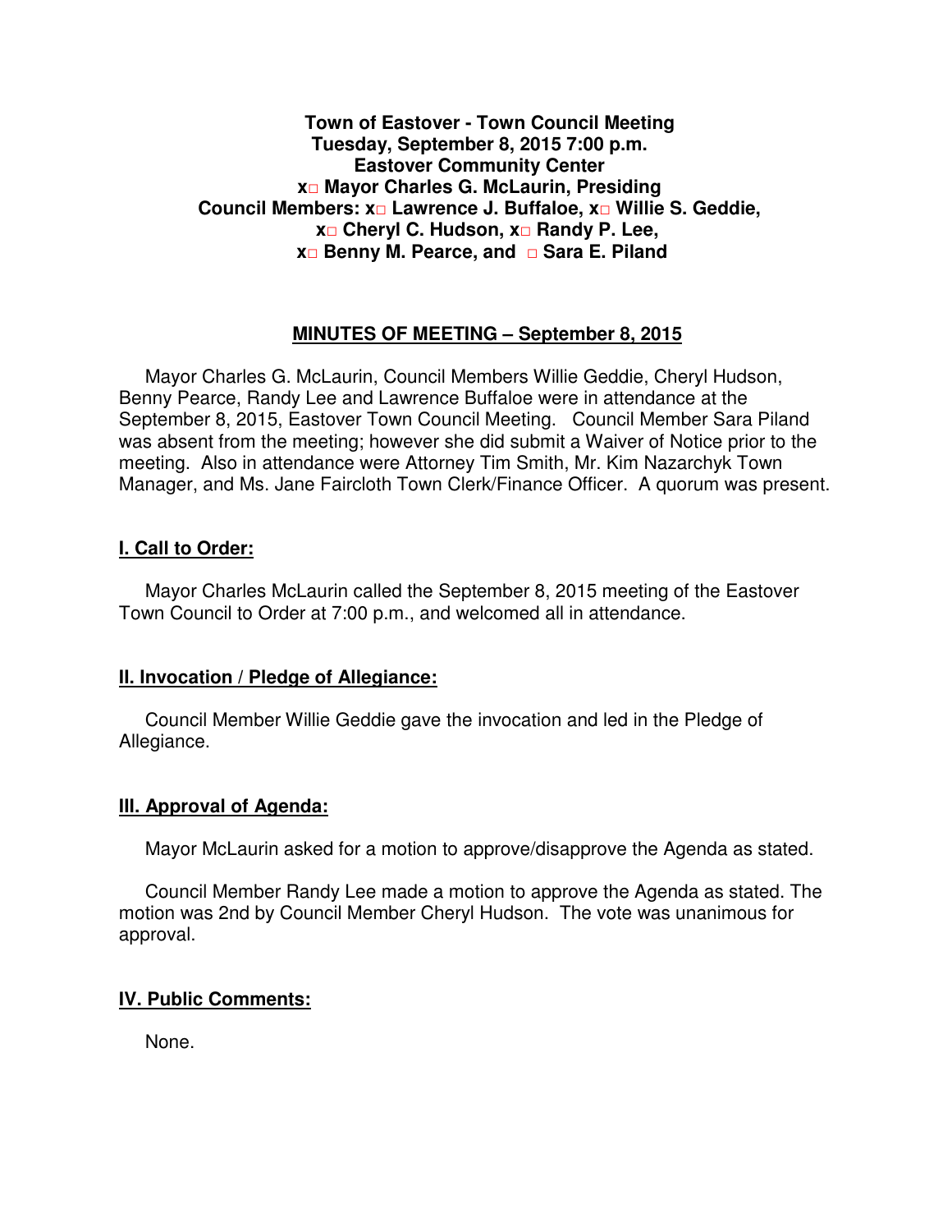**Town of Eastover - Town Council Meeting**
**Tuesday, September 8, 2015 7:00 p.m.**
**Eastover Community Center**
**x□ Mayor Charles G. McLaurin, Presiding**
**Council Members: x□ Lawrence J. Buffaloe, x□ Willie S. Geddie,**
**x□ Cheryl C. Hudson, x□ Randy P. Lee,**
**x□ Benny M. Pearce, and □ Sara E. Piland**

## MINUTES OF MEETING – September 8, 2015

Mayor Charles G. McLaurin, Council Members Willie Geddie, Cheryl Hudson, Benny Pearce, Randy Lee and Lawrence Buffaloe were in attendance at the September 8, 2015, Eastover Town Council Meeting. Council Member Sara Piland was absent from the meeting; however she did submit a Waiver of Notice prior to the meeting. Also in attendance were Attorney Tim Smith, Mr. Kim Nazarchyk Town Manager, and Ms. Jane Faircloth Town Clerk/Finance Officer. A quorum was present.

### I. Call to Order:

Mayor Charles McLaurin called the September 8, 2015 meeting of the Eastover Town Council to Order at 7:00 p.m., and welcomed all in attendance.

### II. Invocation / Pledge of Allegiance:

Council Member Willie Geddie gave the invocation and led in the Pledge of Allegiance.

### III. Approval of Agenda:

Mayor McLaurin asked for a motion to approve/disapprove the Agenda as stated.

Council Member Randy Lee made a motion to approve the Agenda as stated. The motion was 2nd by Council Member Cheryl Hudson. The vote was unanimous for approval.

### IV. Public Comments:

None.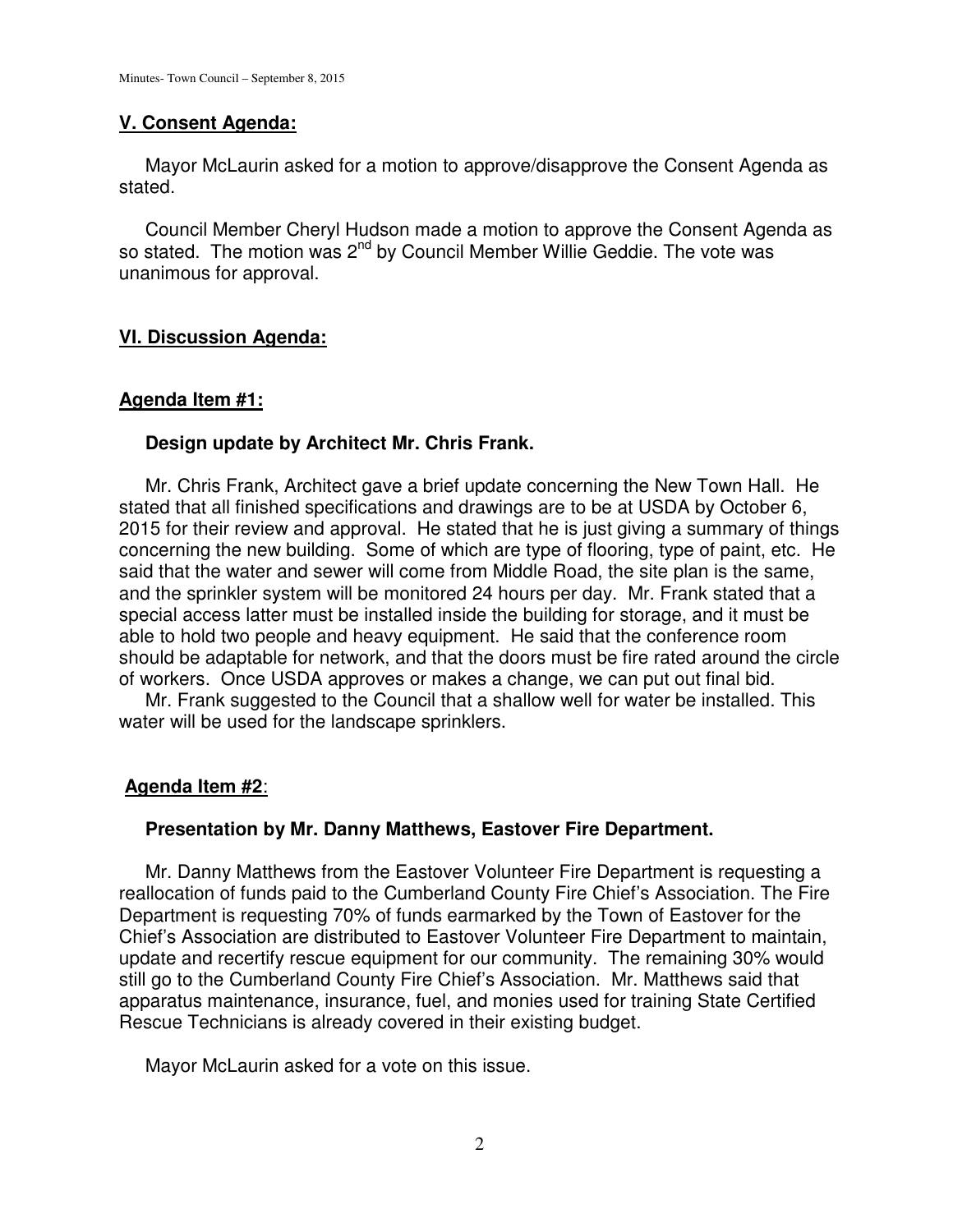## V. Consent Agenda:

Mayor McLaurin asked for a motion to approve/disapprove the Consent Agenda as stated.

Council Member Cheryl Hudson made a motion to approve the Consent Agenda as so stated. The motion was 2nd by Council Member Willie Geddie. The vote was unanimous for approval.

## VI. Discussion Agenda:

### Agenda Item #1:

**Design update by Architect Mr. Chris Frank.**

Mr. Chris Frank, Architect gave a brief update concerning the New Town Hall. He stated that all finished specifications and drawings are to be at USDA by October 6, 2015 for their review and approval. He stated that he is just giving a summary of things concerning the new building. Some of which are type of flooring, type of paint, etc. He said that the water and sewer will come from Middle Road, the site plan is the same, and the sprinkler system will be monitored 24 hours per day. Mr. Frank stated that a special access latter must be installed inside the building for storage, and it must be able to hold two people and heavy equipment. He said that the conference room should be adaptable for network, and that the doors must be fire rated around the circle of workers. Once USDA approves or makes a change, we can put out final bid.

Mr. Frank suggested to the Council that a shallow well for water be installed. This water will be used for the landscape sprinklers.

### Agenda Item #2:

**Presentation by Mr. Danny Matthews, Eastover Fire Department.**

Mr. Danny Matthews from the Eastover Volunteer Fire Department is requesting a reallocation of funds paid to the Cumberland County Fire Chief's Association. The Fire Department is requesting 70% of funds earmarked by the Town of Eastover for the Chief's Association are distributed to Eastover Volunteer Fire Department to maintain, update and recertify rescue equipment for our community. The remaining 30% would still go to the Cumberland County Fire Chief's Association. Mr. Matthews said that apparatus maintenance, insurance, fuel, and monies used for training State Certified Rescue Technicians is already covered in their existing budget.

Mayor McLaurin asked for a vote on this issue.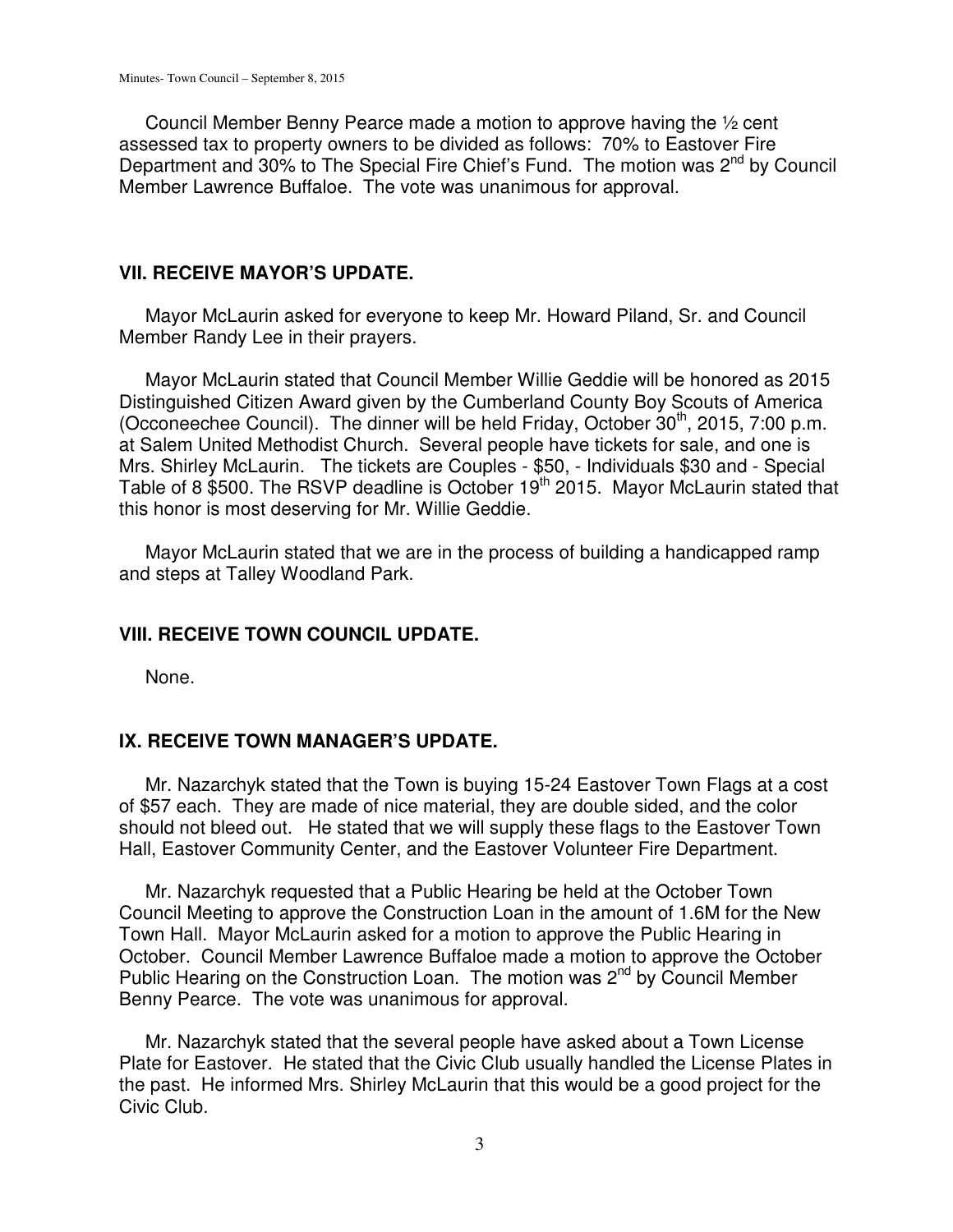Council Member Benny Pearce made a motion to approve having the ½ cent assessed tax to property owners to be divided as follows: 70% to Eastover Fire Department and 30% to The Special Fire Chief's Fund. The motion was 2nd by Council Member Lawrence Buffaloe. The vote was unanimous for approval.

## VII. RECEIVE MAYOR'S UPDATE.

Mayor McLaurin asked for everyone to keep Mr. Howard Piland, Sr. and Council Member Randy Lee in their prayers.

Mayor McLaurin stated that Council Member Willie Geddie will be honored as 2015 Distinguished Citizen Award given by the Cumberland County Boy Scouts of America (Occoneechee Council). The dinner will be held Friday, October 30th, 2015, 7:00 p.m. at Salem United Methodist Church. Several people have tickets for sale, and one is Mrs. Shirley McLaurin. The tickets are Couples - $50, - Individuals $30 and - Special Table of 8 $500. The RSVP deadline is October 19th 2015. Mayor McLaurin stated that this honor is most deserving for Mr. Willie Geddie.

Mayor McLaurin stated that we are in the process of building a handicapped ramp and steps at Talley Woodland Park.

## VIII. RECEIVE TOWN COUNCIL UPDATE.

None.

## IX. RECEIVE TOWN MANAGER'S UPDATE.

Mr. Nazarchyk stated that the Town is buying 15-24 Eastover Town Flags at a cost of $57 each. They are made of nice material, they are double sided, and the color should not bleed out. He stated that we will supply these flags to the Eastover Town Hall, Eastover Community Center, and the Eastover Volunteer Fire Department.

Mr. Nazarchyk requested that a Public Hearing be held at the October Town Council Meeting to approve the Construction Loan in the amount of 1.6M for the New Town Hall. Mayor McLaurin asked for a motion to approve the Public Hearing in October. Council Member Lawrence Buffaloe made a motion to approve the October Public Hearing on the Construction Loan. The motion was 2nd by Council Member Benny Pearce. The vote was unanimous for approval.

Mr. Nazarchyk stated that the several people have asked about a Town License Plate for Eastover. He stated that the Civic Club usually handled the License Plates in the past. He informed Mrs. Shirley McLaurin that this would be a good project for the Civic Club.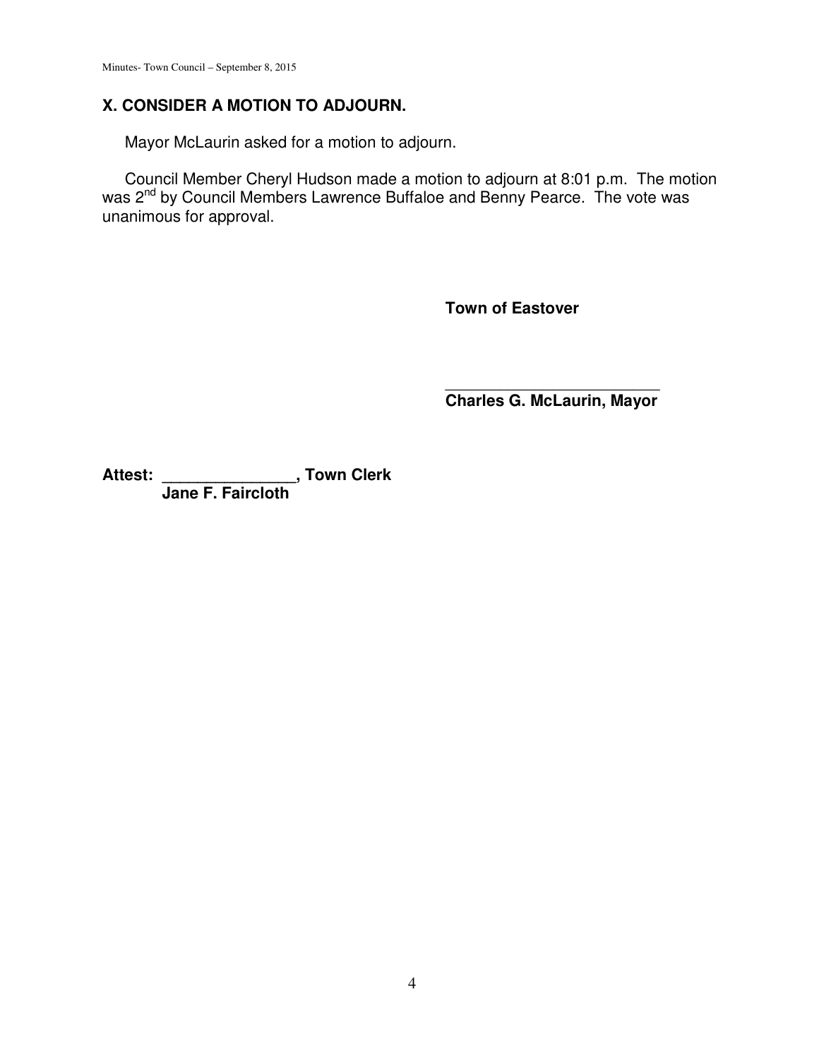## X. CONSIDER A MOTION TO ADJOURN.

Mayor McLaurin asked for a motion to adjourn.

Council Member Cheryl Hudson made a motion to adjourn at 8:01 p.m. The motion was 2nd by Council Members Lawrence Buffaloe and Benny Pearce. The vote was unanimous for approval.

**Town of Eastover**

\_\_\_\_\_\_\_\_\_\_\_\_\_\_\_\_\_\_\_\_\_\_\_\_\_
**Charles G. McLaurin, Mayor**

**Attest: \_\_\_\_\_\_\_\_\_\_\_\_\_\_\_, Town Clerk**
**Jane F. Faircloth**